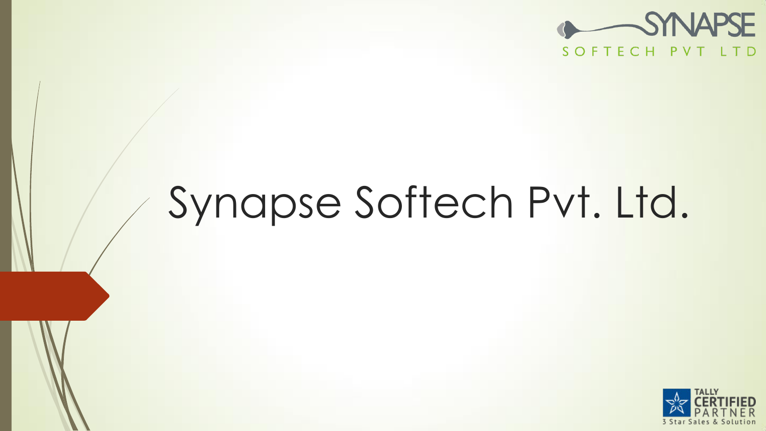SYNAPSE

SOFTECH PVT LTD

# Synapse Softech Pvt. Ltd.

TALLY CERTIFIED PARTNER

3 Star Sales & Solution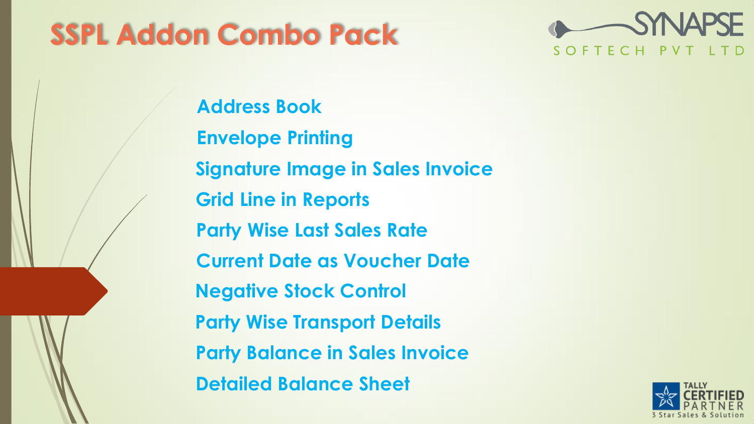# SSPL Addon Combo Pack

- Address Book
- Envelope Printing
- Signature Image in Sales Invoice
- Grid Line in Reports
- Party Wise Last Sales Rate
- Current Date as Voucher Date
- Negative Stock Control
- Party Wise Transport Details
- Party Balance in Sales Invoice
- Detailed Balance Sheet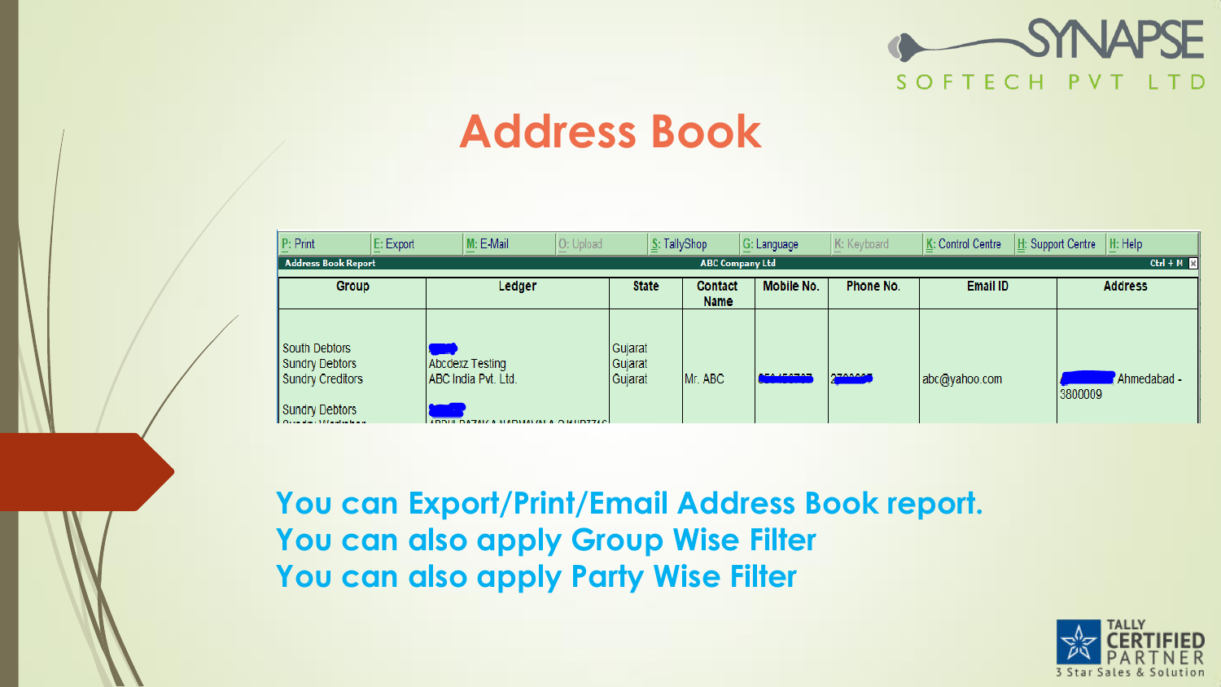# Address Book

| P: Print | E: Export | M: E-Mail | O: Upload | S: TallyShop | G: Language | K: Keyboard | K: Control Centre | H: Support Centre | H: Help |
|---|---|---|---|---|---|---|---|---|---|

**Address Book Report** — ABC Company Ltd — Ctrl + M

| Group | Ledger | State | Contact Name | Mobile No. | Phone No. | Email ID | Address |
|---|---|---|---|---|---|---|---|
| South Debtors | | Gujarat | | | | | |
| Sundry Debtors | Abcdexz Testing | Gujarat | | | | | |
| Sundry Creditors | ABC India Pvt. Ltd. | Gujarat | Mr. ABC | | | abc@yahoo.com | Ahmedabad - 3800009 |
| Sundry Debtors | | | | | | | |

You can Export/Print/Email Address Book report.
You can also apply Group Wise Filter
You can also apply Party Wise Filter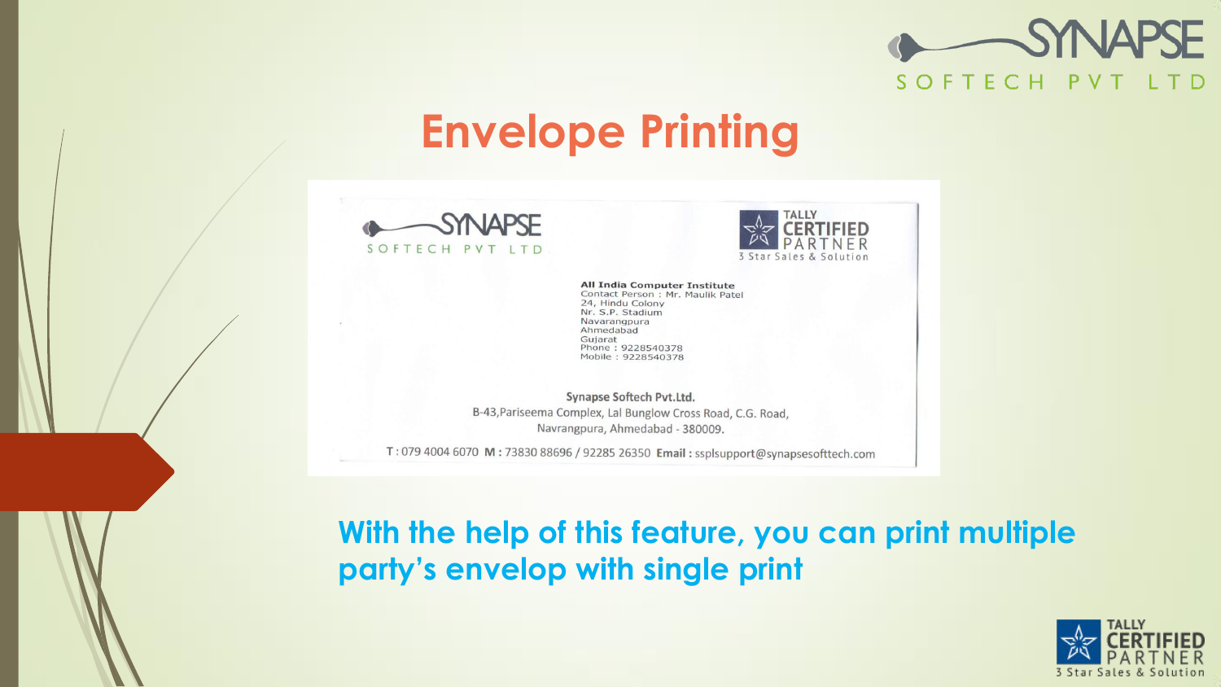# Envelope Printing

SYNAPSE SOFTECH PVT LTD

TALLY CERTIFIED PARTNER 3 Star Sales & Solution

**All India Computer Institute**
Contact Person : Mr. Maulik Patel
24, Hindu Colony
Nr. S.P. Stadium
Navarangpura
Ahmedabad
Gujarat
Phone : 9228540378
Mobile : 9228540378

**Synapse Softech Pvt.Ltd.**
B-43,Pariseema Complex, Lal Bunglow Cross Road, C.G. Road,
Navrangpura, Ahmedabad - 380009.

**T :** 079 4004 6070 **M :** 73830 88696 / 92285 26350 **Email :** ssplsupport@synapsesofttech.com

**With the help of this feature, you can print multiple party's envelop with single print**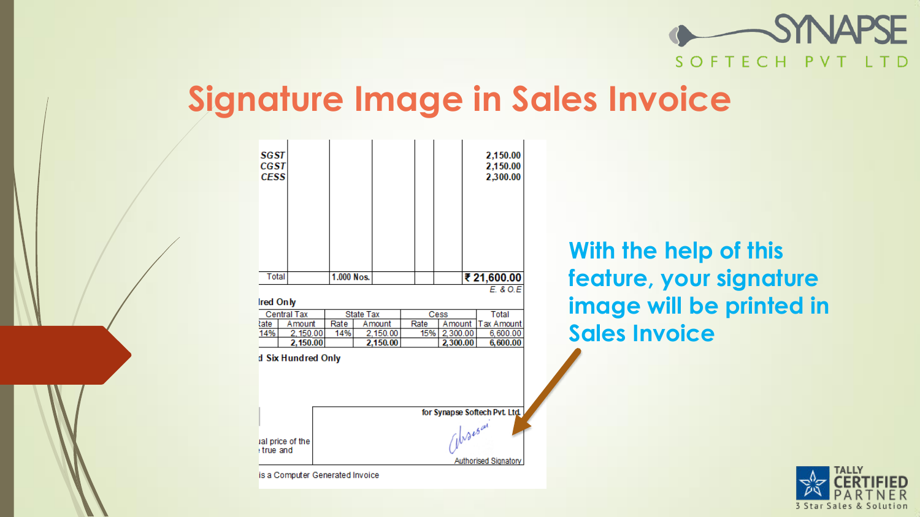# Signature Image in Sales Invoice

| | | | | | | |
|---|---|---|---|---|---|---|
| SGST | | | | | | 2,150.00 |
| CGST | | | | | | 2,150.00 |
| CESS | | | | | | 2,300.00 |
| Total | | 1.000 Nos. | | | | ₹ 21,600.00 |

E. & O.E

lred Only

| Central Tax | | State Tax | | Cess | | Total |
|---|---|---|---|---|---|---|
| Rate | Amount | Rate | Amount | Rate | Amount | Tax Amount |
| 14% | 2,150.00 | 14% | 2,150.00 | 15% | 2,300.00 | 6,600.00 |
| | 2,150.00 | | 2,150.00 | | 2,300.00 | 6,600.00 |

d Six Hundred Only

ual price of the
true and

for Synapse Softech Pvt. Ltd.

Authorised Signatory

is a Computer Generated Invoice

With the help of this feature, your signature image will be printed in Sales Invoice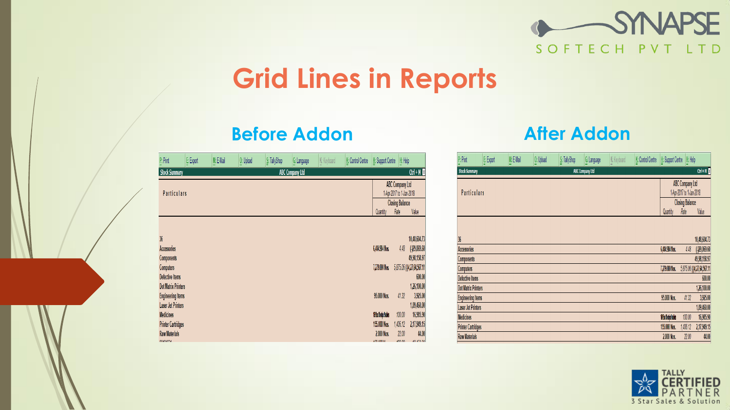# Grid Lines in Reports

## Before Addon

## After Addon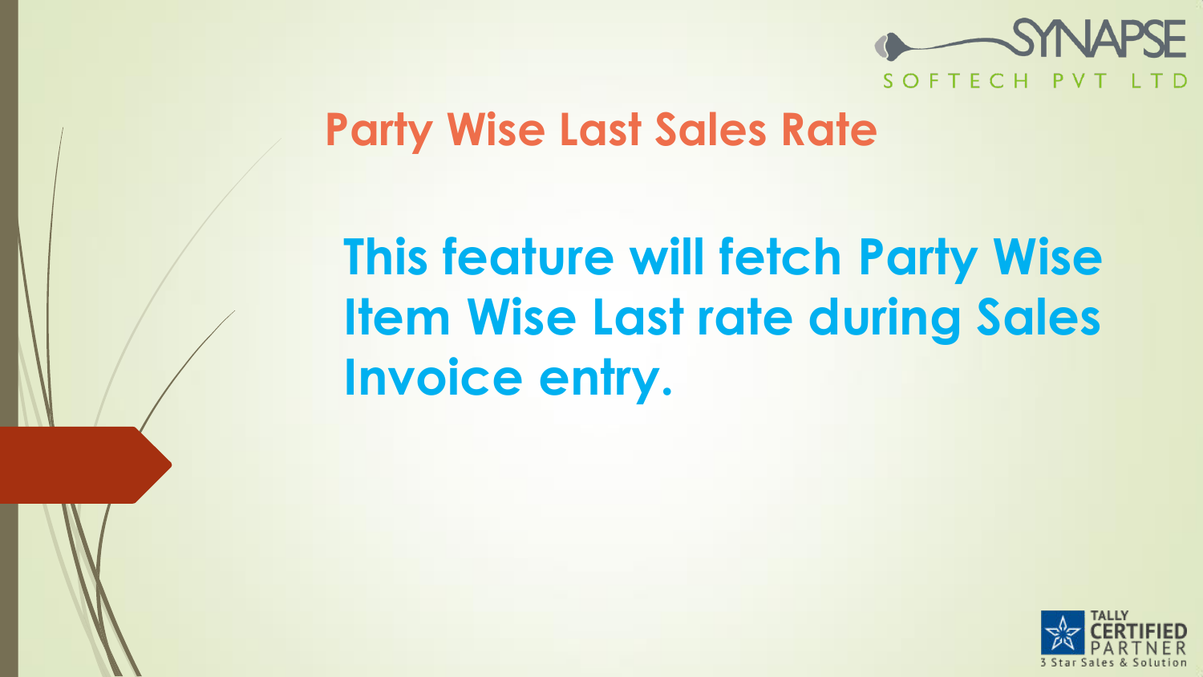## Party Wise Last Sales Rate

**This feature will fetch Party Wise Item Wise Last rate during Sales Invoice entry.**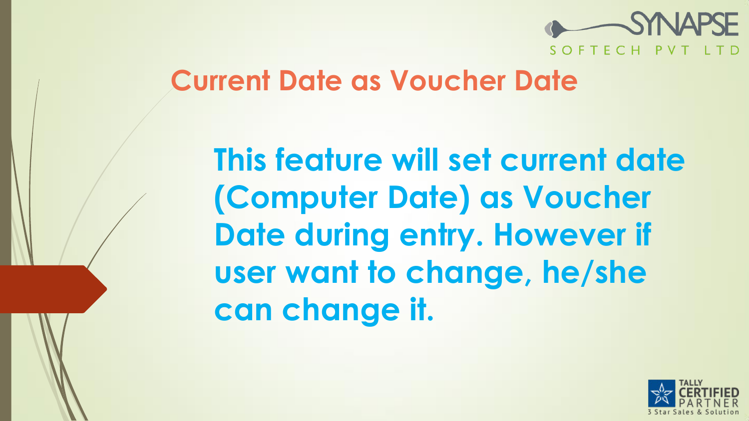## Current Date as Voucher Date

**This feature will set current date (Computer Date) as Voucher Date during entry. However if user want to change, he/she can change it.**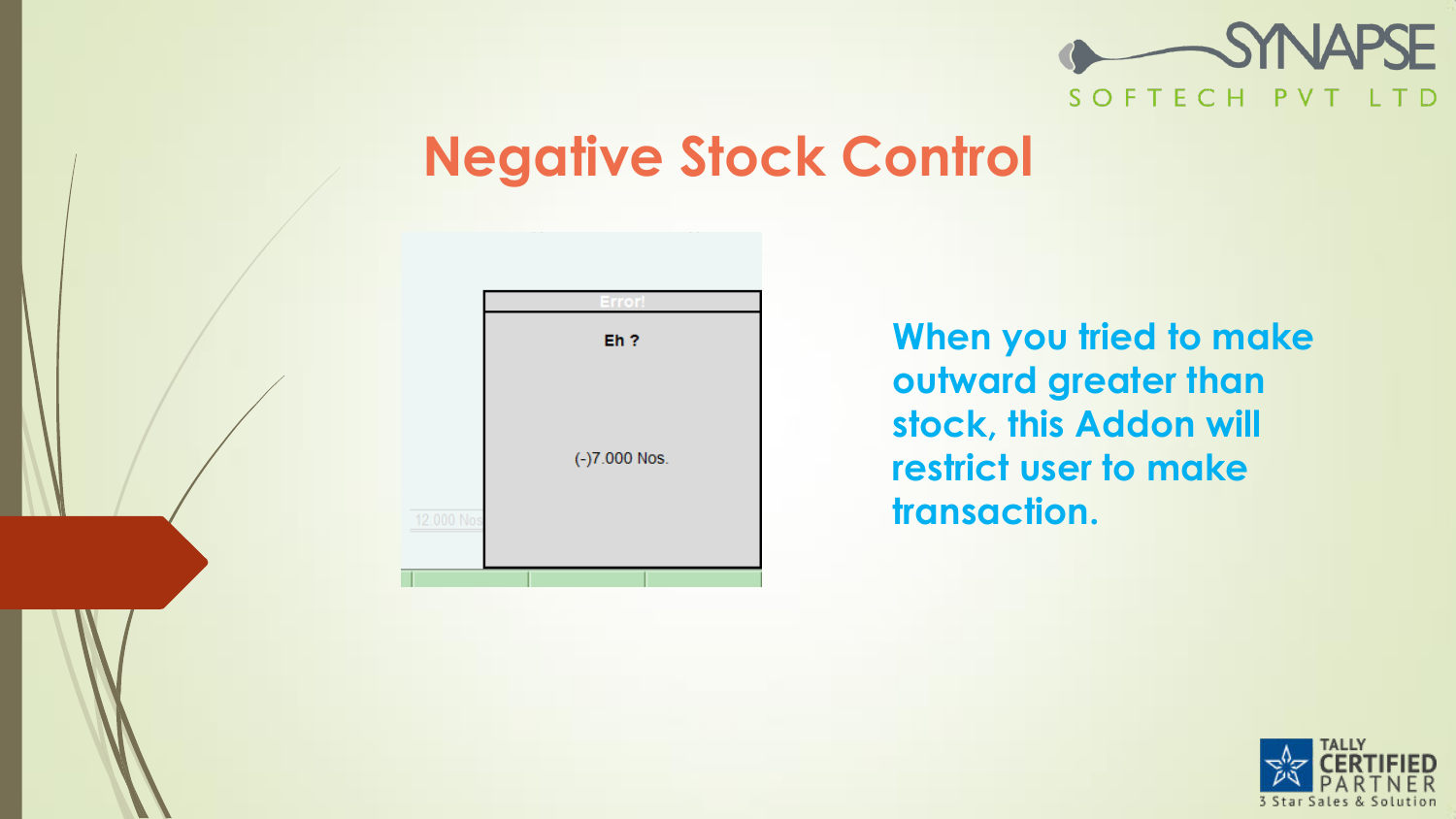# Negative Stock Control

Error!

Eh ?

(-)7.000 Nos.

12.000 Nos

**When you tried to make outward greater than stock, this Addon will restrict user to make transaction.**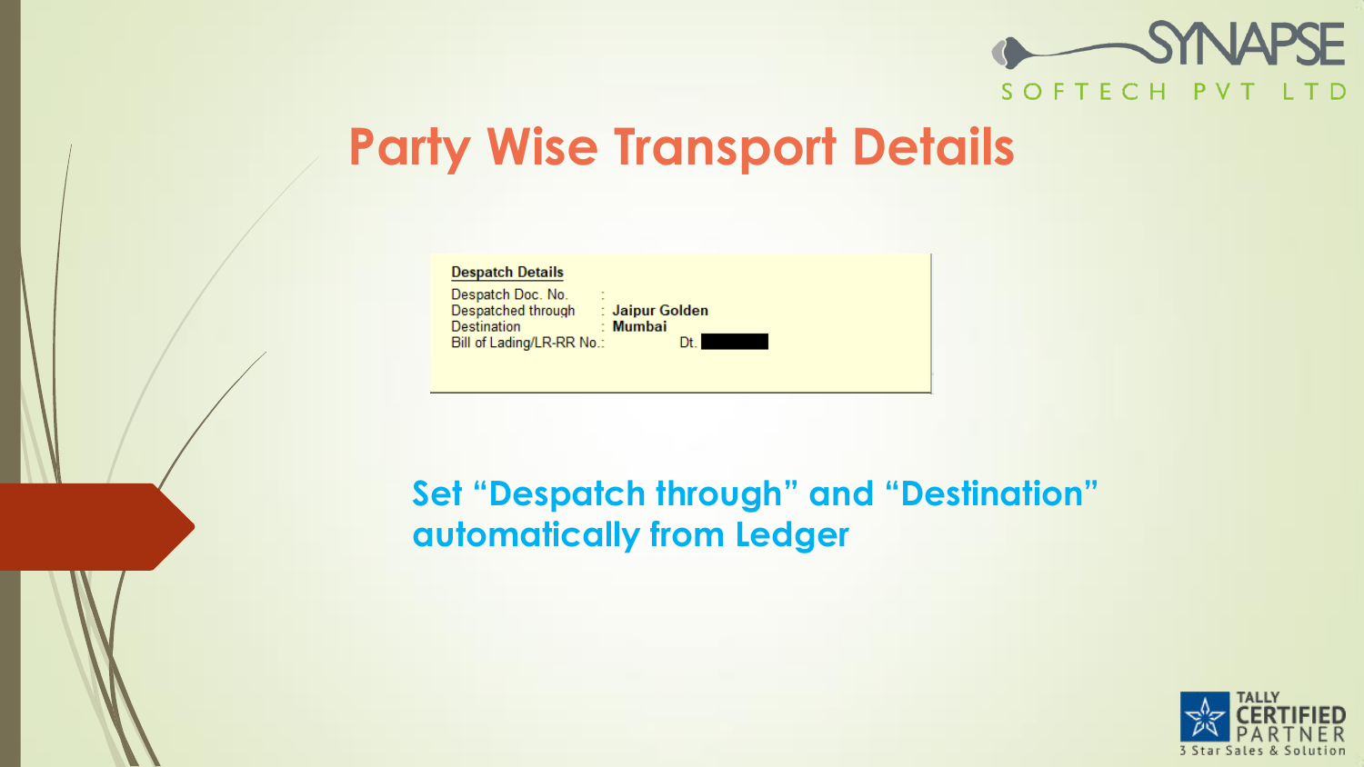# Party Wise Transport Details

**Despatch Details**

| | | |
|---|---|---|
| Despatch Doc. No. | : | |
| Despatched through | : | **Jaipur Golden** |
| Destination | : | **Mumbai** |
| Bill of Lading/LR-RR No. | : | Dt. |

**Set "Despatch through" and "Destination" automatically from Ledger**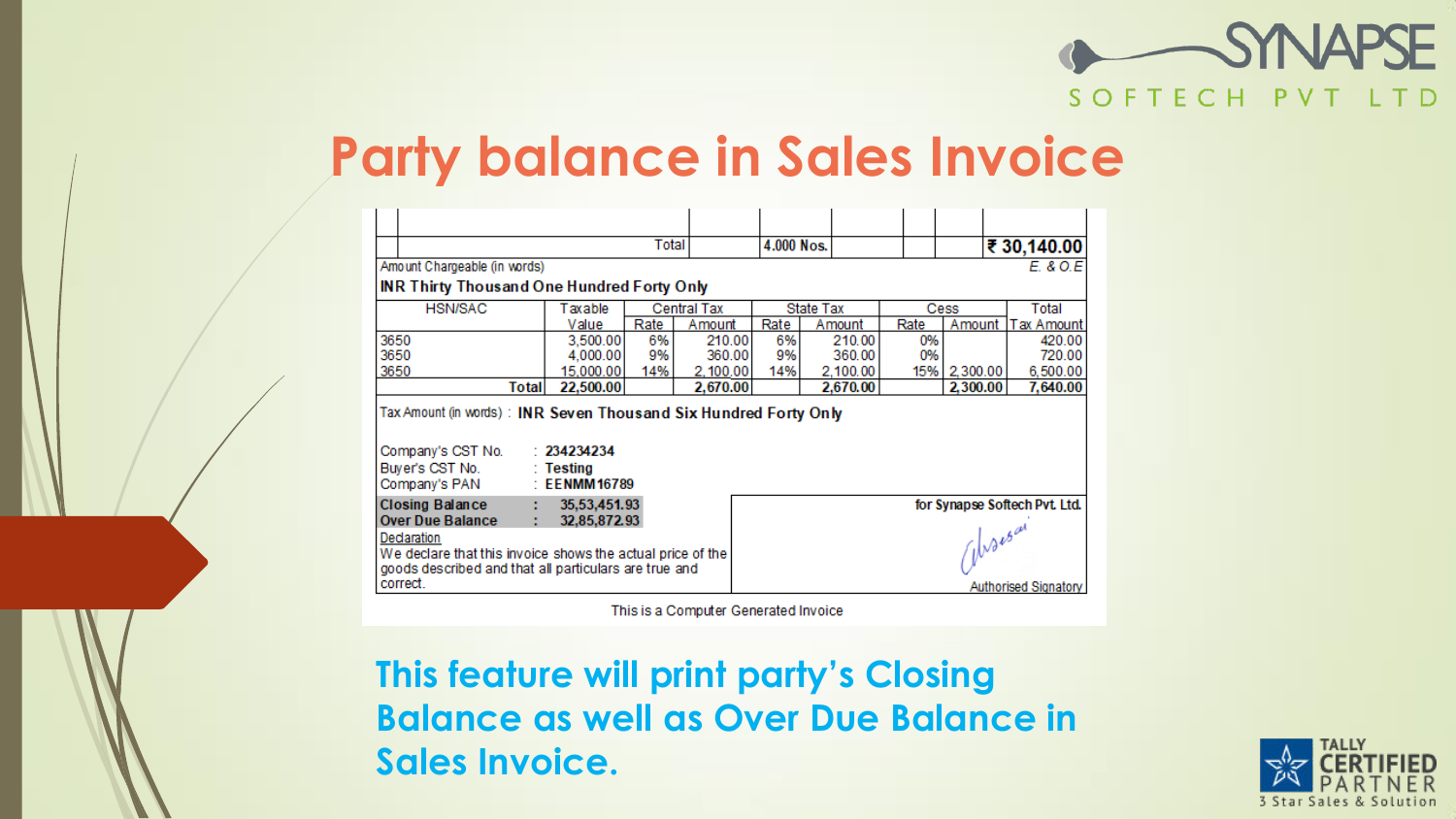# Party balance in Sales Invoice

| | Total | | 4.000 Nos. | | | | ₹ 30,140.00 |
|---|---|---|---|---|---|---|---|

Amount Chargeable (in words) — E. & O.E

**INR Thirty Thousand One Hundred Forty Only**

| HSN/SAC | Taxable Value | Central Tax | | State Tax | | Cess | | Total Tax Amount |
|---|---|---|---|---|---|---|---|---|
| | | Rate | Amount | Rate | Amount | Rate | Amount | |
| 3650 | 3,500.00 | 6% | 210.00 | 6% | 210.00 | 0% | | 420.00 |
| 3650 | 4,000.00 | 9% | 360.00 | 9% | 360.00 | 0% | | 720.00 |
| 3650 | 15,000.00 | 14% | 2,100.00 | 14% | 2,100.00 | 15% | 2,300.00 | 6,500.00 |
| **Total** | **22,500.00** | | **2,670.00** | | **2,670.00** | | **2,300.00** | **7,640.00** |

Tax Amount (in words) : **INR Seven Thousand Six Hundred Forty Only**

Company's CST No. : **234234234**
Buyer's CST No. : **Testing**
Company's PAN : **EENMM16789**

**Closing Balance : 35,53,451.93**
**Over Due Balance : 32,85,872.93**

Declaration
We declare that this invoice shows the actual price of the goods described and that all particulars are true and correct.

for Synapse Softech Pvt. Ltd.

Authorised Signatory

This is a Computer Generated Invoice

**This feature will print party's Closing Balance as well as Over Due Balance in Sales Invoice.**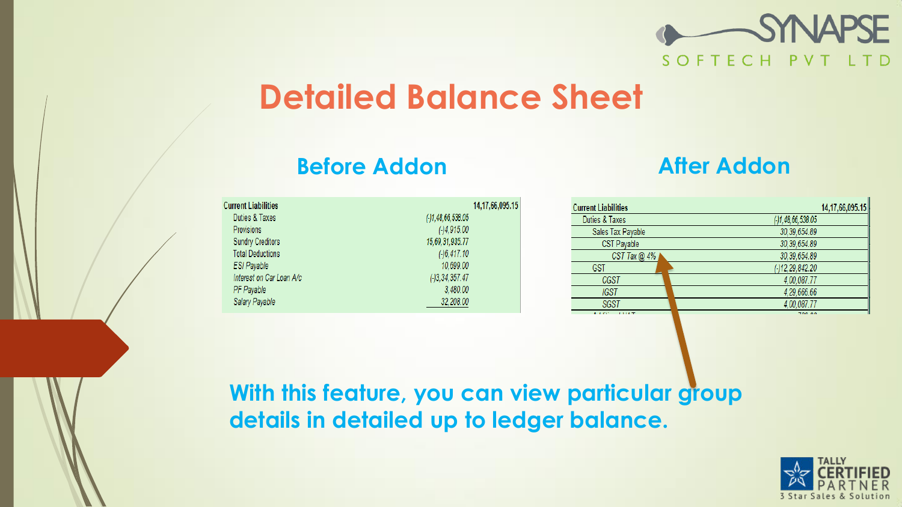# Detailed Balance Sheet

## Before Addon

| Current Liabilities | | 14,17,66,095.15 |
|---|---|---|
| Duties & Taxes | (-)1,48,66,538.05 | |
| Provisions | (-)4,915.00 | |
| Sundry Creditors | 15,69,31,935.77 | |
| Total Deductions | (-)6,417.10 | |
| ESI Payable | 10,699.00 | |
| Interest on Car Loan A/c | (-)3,34,357.47 | |
| PF Payable | 3,480.00 | |
| Salary Payable | 32,208.00 | |

## After Addon

| Current Liabilities | | 14,17,66,095.15 |
|---|---|---|
| Duties & Taxes | (-)1,48,66,538.05 | |
| Sales Tax Payable | 30,39,654.89 | |
| CST Payable | 30,39,654.89 | |
| CST Tax @ 4% | 30,39,654.89 | |
| GST | (-)12,29,842.20 | |
| CGST | 4,00,087.77 | |
| IGST | 4,29,666.66 | |
| SGST | 4,00,087.77 | |

**With this feature, you can view particular group details in detailed up to ledger balance.**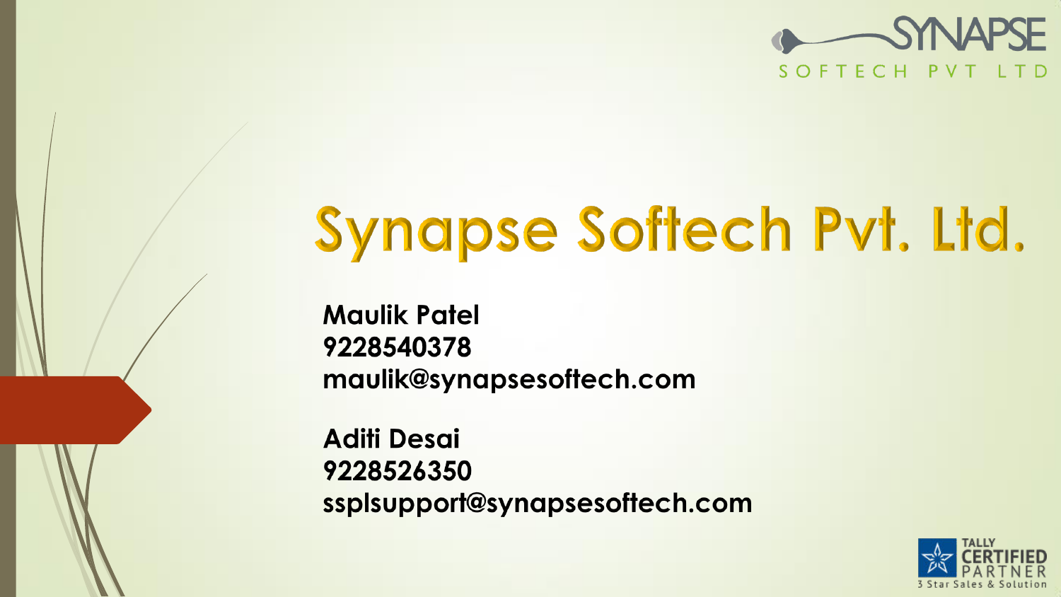SYNAPSE

SOFTECH PVT LTD

# Synapse Softech Pvt. Ltd.

**Maulik Patel**
**9228540378**
**maulik@synapsesoftech.com**

**Aditi Desai**
**9228526350**
**ssplsupport@synapsesoftech.com**

TALLY CERTIFIED PARTNER
3 Star Sales & Solution